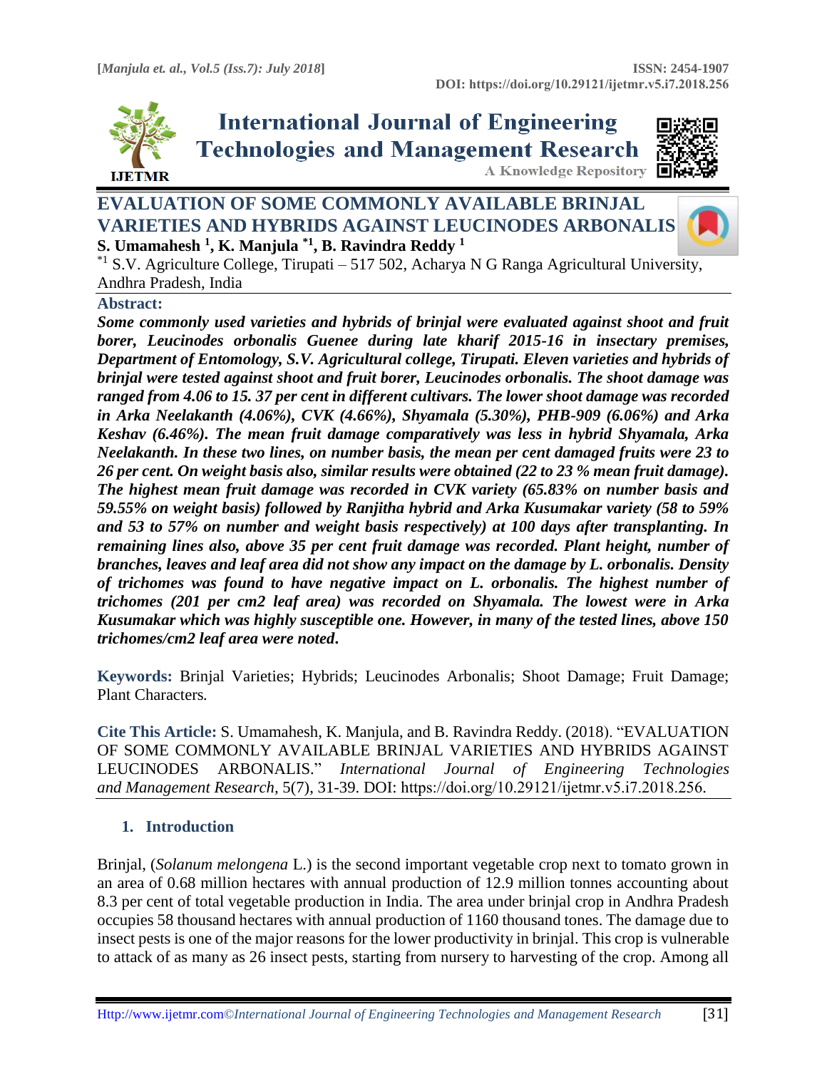# EVALUATION OF SOME COMMONLY AVAILABLE BRINJAL VARIETIES AND HYBRIDS AGAINST LEUCINODES ARBONALIS

**S. Umamahesh [1], K. Manjula [*1], B. Ravindra Reddy [1]**

[*1] S.V. Agriculture College, Tirupati – 517 502, Acharya N G Ranga Agricultural University, Andhra Pradesh, India

## Abstract:

***Some commonly used varieties and hybrids of brinjal were evaluated against shoot and fruit borer, Leucinodes orbonalis Guenee during late kharif 2015-16 in insectary premises, Department of Entomology, S.V. Agricultural college, Tirupati. Eleven varieties and hybrids of brinjal were tested against shoot and fruit borer, Leucinodes orbonalis. The shoot damage was ranged from 4.06 to 15. 37 per cent in different cultivars. The lower shoot damage was recorded in Arka Neelakanth (4.06%), CVK (4.66%), Shyamala (5.30%), PHB-909 (6.06%) and Arka Keshav (6.46%). The mean fruit damage comparatively was less in hybrid Shyamala, Arka Neelakanth. In these two lines, on number basis, the mean per cent damaged fruits were 23 to 26 per cent. On weight basis also, similar results were obtained (22 to 23 % mean fruit damage). The highest mean fruit damage was recorded in CVK variety (65.83% on number basis and 59.55% on weight basis) followed by Ranjitha hybrid and Arka Kusumakar variety (58 to 59% and 53 to 57% on number and weight basis respectively) at 100 days after transplanting. In remaining lines also, above 35 per cent fruit damage was recorded. Plant height, number of branches, leaves and leaf area did not show any impact on the damage by L. orbonalis. Density of trichomes was found to have negative impact on L. orbonalis. The highest number of trichomes (201 per cm2 leaf area) was recorded on Shyamala. The lowest were in Arka Kusumakar which was highly susceptible one. However, in many of the tested lines, above 150 trichomes/cm2 leaf area were noted.***

**Keywords:** Brinjal Varieties; Hybrids; Leucinodes Arbonalis; Shoot Damage; Fruit Damage; Plant Characters.

**Cite This Article:** S. Umamahesh, K. Manjula, and B. Ravindra Reddy. (2018). "EVALUATION OF SOME COMMONLY AVAILABLE BRINJAL VARIETIES AND HYBRIDS AGAINST LEUCINODES ARBONALIS." *International Journal of Engineering Technologies and Management Research,* 5(7), 31-39. DOI: https://doi.org/10.29121/ijetmr.v5.i7.2018.256.

## 1. Introduction

Brinjal, (*Solanum melongena* L.) is the second important vegetable crop next to tomato grown in an area of 0.68 million hectares with annual production of 12.9 million tonnes accounting about 8.3 per cent of total vegetable production in India. The area under brinjal crop in Andhra Pradesh occupies 58 thousand hectares with annual production of 1160 thousand tones. The damage due to insect pests is one of the major reasons for the lower productivity in brinjal. This crop is vulnerable to attack of as many as 26 insect pests, starting from nursery to harvesting of the crop. Among all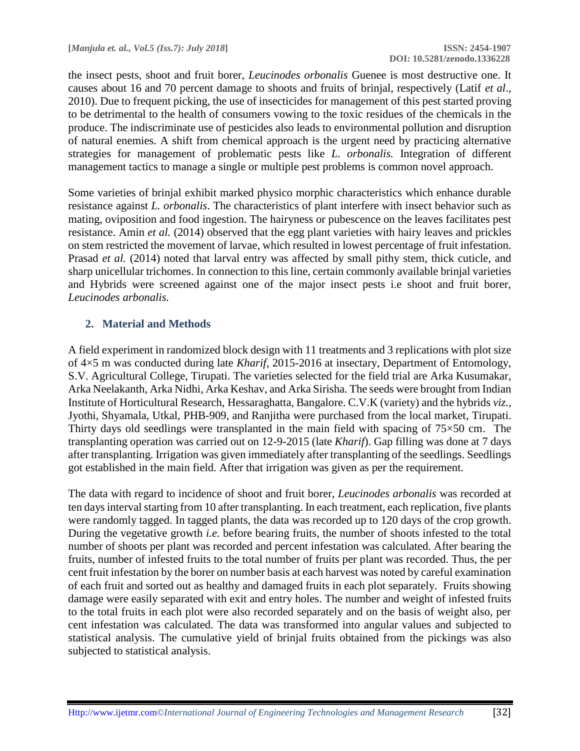the insect pests, shoot and fruit borer, *Leucinodes orbonalis* Guenee is most destructive one. It causes about 16 and 70 percent damage to shoots and fruits of brinjal, respectively (Latif *et al*., 2010). Due to frequent picking, the use of insecticides for management of this pest started proving to be detrimental to the health of consumers vowing to the toxic residues of the chemicals in the produce. The indiscriminate use of pesticides also leads to environmental pollution and disruption of natural enemies. A shift from chemical approach is the urgent need by practicing alternative strategies for management of problematic pests like *L. orbonalis.* Integration of different management tactics to manage a single or multiple pest problems is common novel approach.

Some varieties of brinjal exhibit marked physico morphic characteristics which enhance durable resistance against *L. orbonalis*. The characteristics of plant interfere with insect behavior such as mating, oviposition and food ingestion. The hairyness or pubescence on the leaves facilitates pest resistance. Amin *et al.* (2014) observed that the egg plant varieties with hairy leaves and prickles on stem restricted the movement of larvae, which resulted in lowest percentage of fruit infestation. Prasad *et al.* (2014) noted that larval entry was affected by small pithy stem, thick cuticle, and sharp unicellular trichomes. In connection to this line, certain commonly available brinjal varieties and Hybrids were screened against one of the major insect pests i.e shoot and fruit borer, *Leucinodes arbonalis.*

## 2. Material and Methods

A field experiment in randomized block design with 11 treatments and 3 replications with plot size of 4×5 m was conducted during late *Kharif*, 2015-2016 at insectary, Department of Entomology, S.V. Agricultural College, Tirupati. The varieties selected for the field trial are Arka Kusumakar, Arka Neelakanth, Arka Nidhi, Arka Keshav, and Arka Sirisha. The seeds were brought from Indian Institute of Horticultural Research, Hessaraghatta, Bangalore. C.V.K (variety) and the hybrids *viz.,* Jyothi, Shyamala, Utkal, PHB-909, and Ranjitha were purchased from the local market, Tirupati. Thirty days old seedlings were transplanted in the main field with spacing of 75×50 cm. The transplanting operation was carried out on 12-9-2015 (late *Kharif*). Gap filling was done at 7 days after transplanting. Irrigation was given immediately after transplanting of the seedlings. Seedlings got established in the main field. After that irrigation was given as per the requirement.

The data with regard to incidence of shoot and fruit borer, *Leucinodes arbonalis* was recorded at ten days interval starting from 10 after transplanting. In each treatment, each replication, five plants were randomly tagged. In tagged plants, the data was recorded up to 120 days of the crop growth. During the vegetative growth *i.e.* before bearing fruits, the number of shoots infested to the total number of shoots per plant was recorded and percent infestation was calculated. After bearing the fruits, number of infested fruits to the total number of fruits per plant was recorded. Thus, the per cent fruit infestation by the borer on number basis at each harvest was noted by careful examination of each fruit and sorted out as healthy and damaged fruits in each plot separately. Fruits showing damage were easily separated with exit and entry holes. The number and weight of infested fruits to the total fruits in each plot were also recorded separately and on the basis of weight also, per cent infestation was calculated. The data was transformed into angular values and subjected to statistical analysis. The cumulative yield of brinjal fruits obtained from the pickings was also subjected to statistical analysis.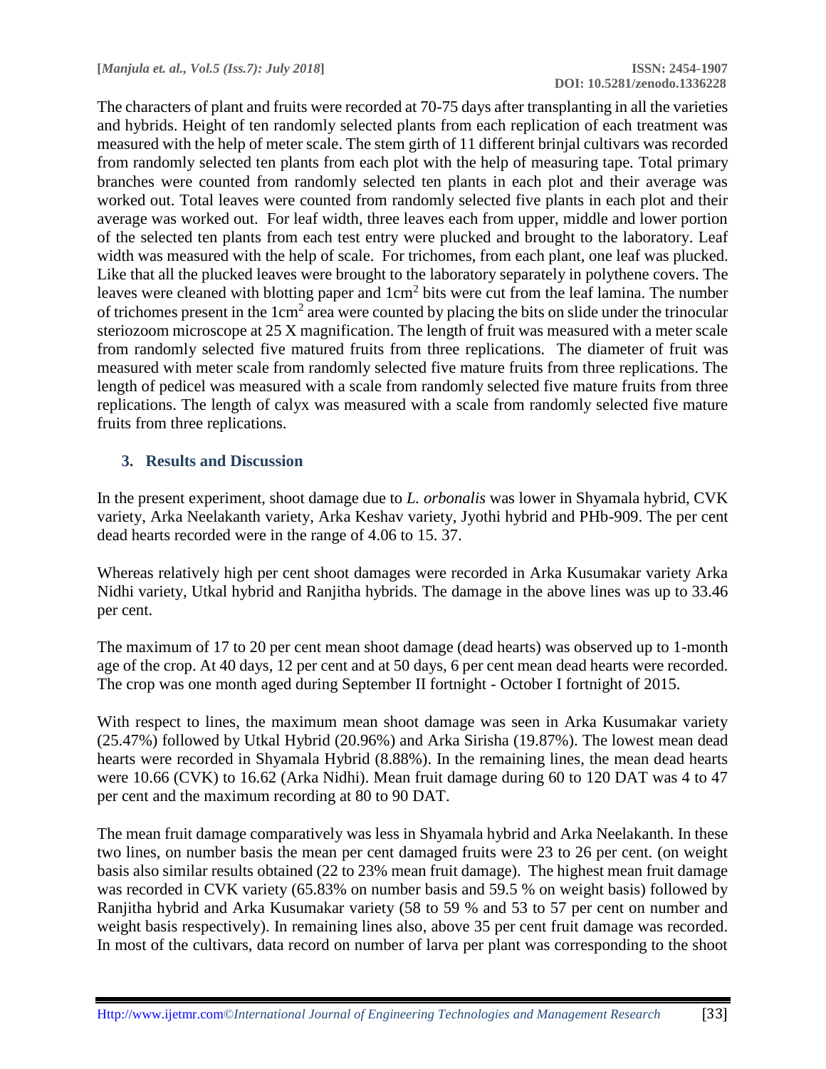The characters of plant and fruits were recorded at 70-75 days after transplanting in all the varieties and hybrids. Height of ten randomly selected plants from each replication of each treatment was measured with the help of meter scale. The stem girth of 11 different brinjal cultivars was recorded from randomly selected ten plants from each plot with the help of measuring tape. Total primary branches were counted from randomly selected ten plants in each plot and their average was worked out. Total leaves were counted from randomly selected five plants in each plot and their average was worked out. For leaf width, three leaves each from upper, middle and lower portion of the selected ten plants from each test entry were plucked and brought to the laboratory. Leaf width was measured with the help of scale. For trichomes, from each plant, one leaf was plucked. Like that all the plucked leaves were brought to the laboratory separately in polythene covers. The leaves were cleaned with blotting paper and $1cm^2$ bits were cut from the leaf lamina. The number of trichomes present in the $1cm^2$ area were counted by placing the bits on slide under the trinocular steriozoom microscope at 25 X magnification. The length of fruit was measured with a meter scale from randomly selected five matured fruits from three replications. The diameter of fruit was measured with meter scale from randomly selected five mature fruits from three replications. The length of pedicel was measured with a scale from randomly selected five mature fruits from three replications. The length of calyx was measured with a scale from randomly selected five mature fruits from three replications.

## 3. Results and Discussion

In the present experiment, shoot damage due to *L. orbonalis* was lower in Shyamala hybrid, CVK variety, Arka Neelakanth variety, Arka Keshav variety, Jyothi hybrid and PHb-909. The per cent dead hearts recorded were in the range of 4.06 to 15. 37.

Whereas relatively high per cent shoot damages were recorded in Arka Kusumakar variety Arka Nidhi variety, Utkal hybrid and Ranjitha hybrids. The damage in the above lines was up to 33.46 per cent.

The maximum of 17 to 20 per cent mean shoot damage (dead hearts) was observed up to 1-month age of the crop. At 40 days, 12 per cent and at 50 days, 6 per cent mean dead hearts were recorded. The crop was one month aged during September II fortnight - October I fortnight of 2015.

With respect to lines, the maximum mean shoot damage was seen in Arka Kusumakar variety (25.47%) followed by Utkal Hybrid (20.96%) and Arka Sirisha (19.87%). The lowest mean dead hearts were recorded in Shyamala Hybrid (8.88%). In the remaining lines, the mean dead hearts were 10.66 (CVK) to 16.62 (Arka Nidhi). Mean fruit damage during 60 to 120 DAT was 4 to 47 per cent and the maximum recording at 80 to 90 DAT.

The mean fruit damage comparatively was less in Shyamala hybrid and Arka Neelakanth. In these two lines, on number basis the mean per cent damaged fruits were 23 to 26 per cent. (on weight basis also similar results obtained (22 to 23% mean fruit damage). The highest mean fruit damage was recorded in CVK variety (65.83% on number basis and 59.5 % on weight basis) followed by Ranjitha hybrid and Arka Kusumakar variety (58 to 59 % and 53 to 57 per cent on number and weight basis respectively). In remaining lines also, above 35 per cent fruit damage was recorded. In most of the cultivars, data record on number of larva per plant was corresponding to the shoot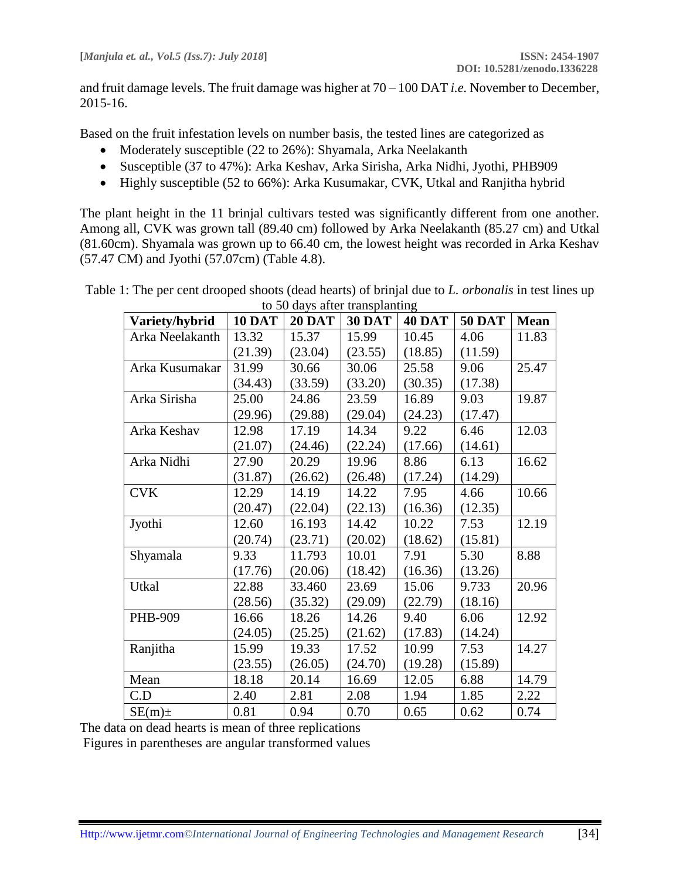and fruit damage levels. The fruit damage was higher at 70 – 100 DAT *i.e.* November to December, 2015-16.

Based on the fruit infestation levels on number basis, the tested lines are categorized as

- Moderately susceptible (22 to 26%): Shyamala, Arka Neelakanth
- Susceptible (37 to 47%): Arka Keshav, Arka Sirisha, Arka Nidhi, Jyothi, PHB909
- Highly susceptible (52 to 66%): Arka Kusumakar, CVK, Utkal and Ranjitha hybrid

The plant height in the 11 brinjal cultivars tested was significantly different from one another. Among all, CVK was grown tall (89.40 cm) followed by Arka Neelakanth (85.27 cm) and Utkal (81.60cm). Shyamala was grown up to 66.40 cm, the lowest height was recorded in Arka Keshav (57.47 CM) and Jyothi (57.07cm) (Table 4.8).

Table 1: The per cent drooped shoots (dead hearts) of brinjal due to *L. orbonalis* in test lines up to 50 days after transplanting

| Variety/hybrid | 10 DAT | 20 DAT | 30 DAT | 40 DAT | 50 DAT | Mean |
|---|---|---|---|---|---|---|
| Arka Neelakanth | 13.32 (21.39) | 15.37 (23.04) | 15.99 (23.55) | 10.45 (18.85) | 4.06 (11.59) | 11.83 |
| Arka Kusumakar | 31.99 (34.43) | 30.66 (33.59) | 30.06 (33.20) | 25.58 (30.35) | 9.06 (17.38) | 25.47 |
| Arka Sirisha | 25.00 (29.96) | 24.86 (29.88) | 23.59 (29.04) | 16.89 (24.23) | 9.03 (17.47) | 19.87 |
| Arka Keshav | 12.98 (21.07) | 17.19 (24.46) | 14.34 (22.24) | 9.22 (17.66) | 6.46 (14.61) | 12.03 |
| Arka Nidhi | 27.90 (31.87) | 20.29 (26.62) | 19.96 (26.48) | 8.86 (17.24) | 6.13 (14.29) | 16.62 |
| CVK | 12.29 (20.47) | 14.19 (22.04) | 14.22 (22.13) | 7.95 (16.36) | 4.66 (12.35) | 10.66 |
| Jyothi | 12.60 (20.74) | 16.193 (23.71) | 14.42 (20.02) | 10.22 (18.62) | 7.53 (15.81) | 12.19 |
| Shyamala | 9.33 (17.76) | 11.793 (20.06) | 10.01 (18.42) | 7.91 (16.36) | 5.30 (13.26) | 8.88 |
| Utkal | 22.88 (28.56) | 33.460 (35.32) | 23.69 (29.09) | 15.06 (22.79) | 9.733 (18.16) | 20.96 |
| PHB-909 | 16.66 (24.05) | 18.26 (25.25) | 14.26 (21.62) | 9.40 (17.83) | 6.06 (14.24) | 12.92 |
| Ranjitha | 15.99 (23.55) | 19.33 (26.05) | 17.52 (24.70) | 10.99 (19.28) | 7.53 (15.89) | 14.27 |
| Mean | 18.18 | 20.14 | 16.69 | 12.05 | 6.88 | 14.79 |
| C.D | 2.40 | 2.81 | 2.08 | 1.94 | 1.85 | 2.22 |
| SE(m)± | 0.81 | 0.94 | 0.70 | 0.65 | 0.62 | 0.74 |

The data on dead hearts is mean of three replications

Figures in parentheses are angular transformed values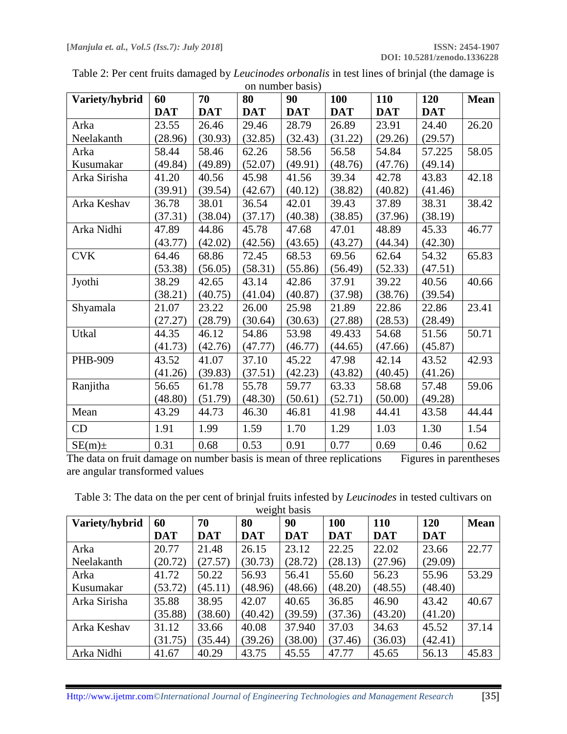Table 2: Per cent fruits damaged by *Leucinodes orbonalis* in test lines of brinjal (the damage is on number basis)

| Variety/hybrid | 60 DAT | 70 DAT | 80 DAT | 90 DAT | 100 DAT | 110 DAT | 120 DAT | Mean |
|---|---|---|---|---|---|---|---|---|
| Arka Neelakanth | 23.55 (28.96) | 26.46 (30.93) | 29.46 (32.85) | 28.79 (32.43) | 26.89 (31.22) | 23.91 (29.26) | 24.40 (29.57) | 26.20 |
| Arka Kusumakar | 58.44 (49.84) | 58.46 (49.89) | 62.26 (52.07) | 58.56 (49.91) | 56.58 (48.76) | 54.84 (47.76) | 57.225 (49.14) | 58.05 |
| Arka Sirisha | 41.20 (39.91) | 40.56 (39.54) | 45.98 (42.67) | 41.56 (40.12) | 39.34 (38.82) | 42.78 (40.82) | 43.83 (41.46) | 42.18 |
| Arka Keshav | 36.78 (37.31) | 38.01 (38.04) | 36.54 (37.17) | 42.01 (40.38) | 39.43 (38.85) | 37.89 (37.96) | 38.31 (38.19) | 38.42 |
| Arka Nidhi | 47.89 (43.77) | 44.86 (42.02) | 45.78 (42.56) | 47.68 (43.65) | 47.01 (43.27) | 48.89 (44.34) | 45.33 (42.30) | 46.77 |
| CVK | 64.46 (53.38) | 68.86 (56.05) | 72.45 (58.31) | 68.53 (55.86) | 69.56 (56.49) | 62.64 (52.33) | 54.32 (47.51) | 65.83 |
| Jyothi | 38.29 (38.21) | 42.65 (40.75) | 43.14 (41.04) | 42.86 (40.87) | 37.91 (37.98) | 39.22 (38.76) | 40.56 (39.54) | 40.66 |
| Shyamala | 21.07 (27.27) | 23.22 (28.79) | 26.00 (30.64) | 25.98 (30.63) | 21.89 (27.88) | 22.86 (28.53) | 22.86 (28.49) | 23.41 |
| Utkal | 44.35 (41.73) | 46.12 (42.76) | 54.86 (47.77) | 53.98 (46.77) | 49.433 (44.65) | 54.68 (47.66) | 51.56 (45.87) | 50.71 |
| PHB-909 | 43.52 (41.26) | 41.07 (39.83) | 37.10 (37.51) | 45.22 (42.23) | 47.98 (43.82) | 42.14 (40.45) | 43.52 (41.26) | 42.93 |
| Ranjitha | 56.65 (48.80) | 61.78 (51.79) | 55.78 (48.30) | 59.77 (50.61) | 63.33 (52.71) | 58.68 (50.00) | 57.48 (49.28) | 59.06 |
| Mean | 43.29 | 44.73 | 46.30 | 46.81 | 41.98 | 44.41 | 43.58 | 44.44 |
| CD | 1.91 | 1.99 | 1.59 | 1.70 | 1.29 | 1.03 | 1.30 | 1.54 |
| SE(m)± | 0.31 | 0.68 | 0.53 | 0.91 | 0.77 | 0.69 | 0.46 | 0.62 |

The data on fruit damage on number basis is mean of three replications Figures in parentheses are angular transformed values

Table 3: The data on the per cent of brinjal fruits infested by *Leucinodes* in tested cultivars on weight basis

| Variety/hybrid | 60 DAT | 70 DAT | 80 DAT | 90 DAT | 100 DAT | 110 DAT | 120 DAT | Mean |
|---|---|---|---|---|---|---|---|---|
| Arka Neelakanth | 20.77 (20.72) | 21.48 (27.57) | 26.15 (30.73) | 23.12 (28.72) | 22.25 (28.13) | 22.02 (27.96) | 23.66 (29.09) | 22.77 |
| Arka Kusumakar | 41.72 (53.72) | 50.22 (45.11) | 56.93 (48.96) | 56.41 (48.66) | 55.60 (48.20) | 56.23 (48.55) | 55.96 (48.40) | 53.29 |
| Arka Sirisha | 35.88 (35.88) | 38.95 (38.60) | 42.07 (40.42) | 40.65 (39.59) | 36.85 (37.36) | 46.90 (43.20) | 43.42 (41.20) | 40.67 |
| Arka Keshav | 31.12 (31.75) | 33.66 (35.44) | 40.08 (39.26) | 37.940 (38.00) | 37.03 (37.46) | 34.63 (36.03) | 45.52 (42.41) | 37.14 |
| Arka Nidhi | 41.67 | 40.29 | 43.75 | 45.55 | 47.77 | 45.65 | 56.13 | 45.83 |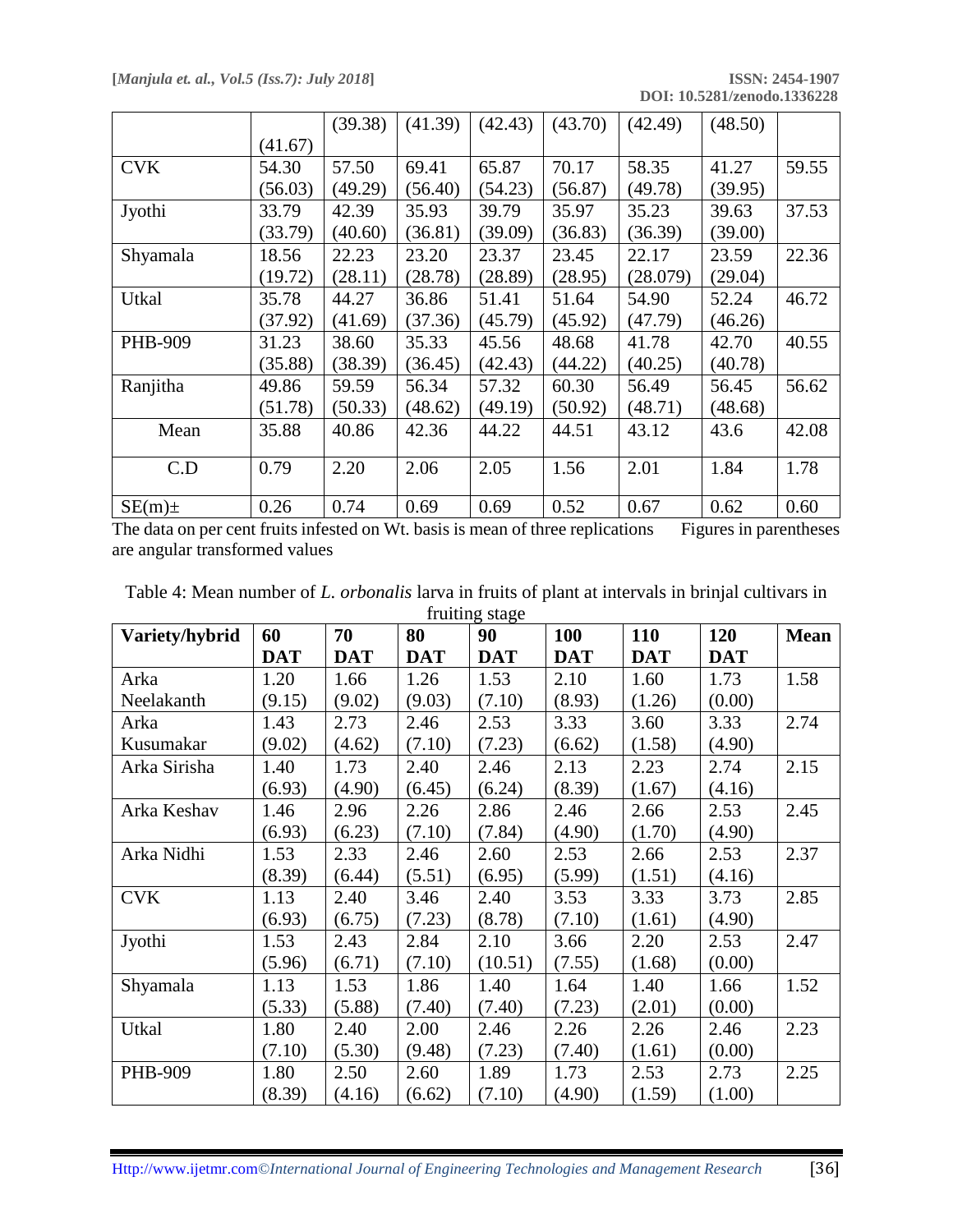|  |  |  |  |  |  |  |  |  |
|---|---|---|---|---|---|---|---|---|
|  | (41.67) | (39.38) | (41.39) | (42.43) | (43.70) | (42.49) | (48.50) |  |
| CVK | 54.30 (56.03) | 57.50 (49.29) | 69.41 (56.40) | 65.87 (54.23) | 70.17 (56.87) | 58.35 (49.78) | 41.27 (39.95) | 59.55 |
| Jyothi | 33.79 (33.79) | 42.39 (40.60) | 35.93 (36.81) | 39.79 (39.09) | 35.97 (36.83) | 35.23 (36.39) | 39.63 (39.00) | 37.53 |
| Shyamala | 18.56 (19.72) | 22.23 (28.11) | 23.20 (28.78) | 23.37 (28.89) | 23.45 (28.95) | 22.17 (28.079) | 23.59 (29.04) | 22.36 |
| Utkal | 35.78 (37.92) | 44.27 (41.69) | 36.86 (37.36) | 51.41 (45.79) | 51.64 (45.92) | 54.90 (47.79) | 52.24 (46.26) | 46.72 |
| PHB-909 | 31.23 (35.88) | 38.60 (38.39) | 35.33 (36.45) | 45.56 (42.43) | 48.68 (44.22) | 41.78 (40.25) | 42.70 (40.78) | 40.55 |
| Ranjitha | 49.86 (51.78) | 59.59 (50.33) | 56.34 (48.62) | 57.32 (49.19) | 60.30 (50.92) | 56.49 (48.71) | 56.45 (48.68) | 56.62 |
| Mean | 35.88 | 40.86 | 42.36 | 44.22 | 44.51 | 43.12 | 43.6 | 42.08 |
| C.D | 0.79 | 2.20 | 2.06 | 2.05 | 1.56 | 2.01 | 1.84 | 1.78 |
| SE(m)± | 0.26 | 0.74 | 0.69 | 0.69 | 0.52 | 0.67 | 0.62 | 0.60 |

The data on per cent fruits infested on Wt. basis is mean of three replications Figures in parentheses are angular transformed values

Table 4: Mean number of *L. orbonalis* larva in fruits of plant at intervals in brinjal cultivars in fruiting stage

| Variety/hybrid | 60 DAT | 70 DAT | 80 DAT | 90 DAT | 100 DAT | 110 DAT | 120 DAT | Mean |
|---|---|---|---|---|---|---|---|---|
| Arka Neelakanth | 1.20 (9.15) | 1.66 (9.02) | 1.26 (9.03) | 1.53 (7.10) | 2.10 (8.93) | 1.60 (1.26) | 1.73 (0.00) | 1.58 |
| Arka Kusumakar | 1.43 (9.02) | 2.73 (4.62) | 2.46 (7.10) | 2.53 (7.23) | 3.33 (6.62) | 3.60 (1.58) | 3.33 (4.90) | 2.74 |
| Arka Sirisha | 1.40 (6.93) | 1.73 (4.90) | 2.40 (6.45) | 2.46 (6.24) | 2.13 (8.39) | 2.23 (1.67) | 2.74 (4.16) | 2.15 |
| Arka Keshav | 1.46 (6.93) | 2.96 (6.23) | 2.26 (7.10) | 2.86 (7.84) | 2.46 (4.90) | 2.66 (1.70) | 2.53 (4.90) | 2.45 |
| Arka Nidhi | 1.53 (8.39) | 2.33 (6.44) | 2.46 (5.51) | 2.60 (6.95) | 2.53 (5.99) | 2.66 (1.51) | 2.53 (4.16) | 2.37 |
| CVK | 1.13 (6.93) | 2.40 (6.75) | 3.46 (7.23) | 2.40 (8.78) | 3.53 (7.10) | 3.33 (1.61) | 3.73 (4.90) | 2.85 |
| Jyothi | 1.53 (5.96) | 2.43 (6.71) | 2.84 (7.10) | 2.10 (10.51) | 3.66 (7.55) | 2.20 (1.68) | 2.53 (0.00) | 2.47 |
| Shyamala | 1.13 (5.33) | 1.53 (5.88) | 1.86 (7.40) | 1.40 (7.40) | 1.64 (7.23) | 1.40 (2.01) | 1.66 (0.00) | 1.52 |
| Utkal | 1.80 (7.10) | 2.40 (5.30) | 2.00 (9.48) | 2.46 (7.23) | 2.26 (7.40) | 2.26 (1.61) | 2.46 (0.00) | 2.23 |
| PHB-909 | 1.80 (8.39) | 2.50 (4.16) | 2.60 (6.62) | 1.89 (7.10) | 1.73 (4.90) | 2.53 (1.59) | 2.73 (1.00) | 2.25 |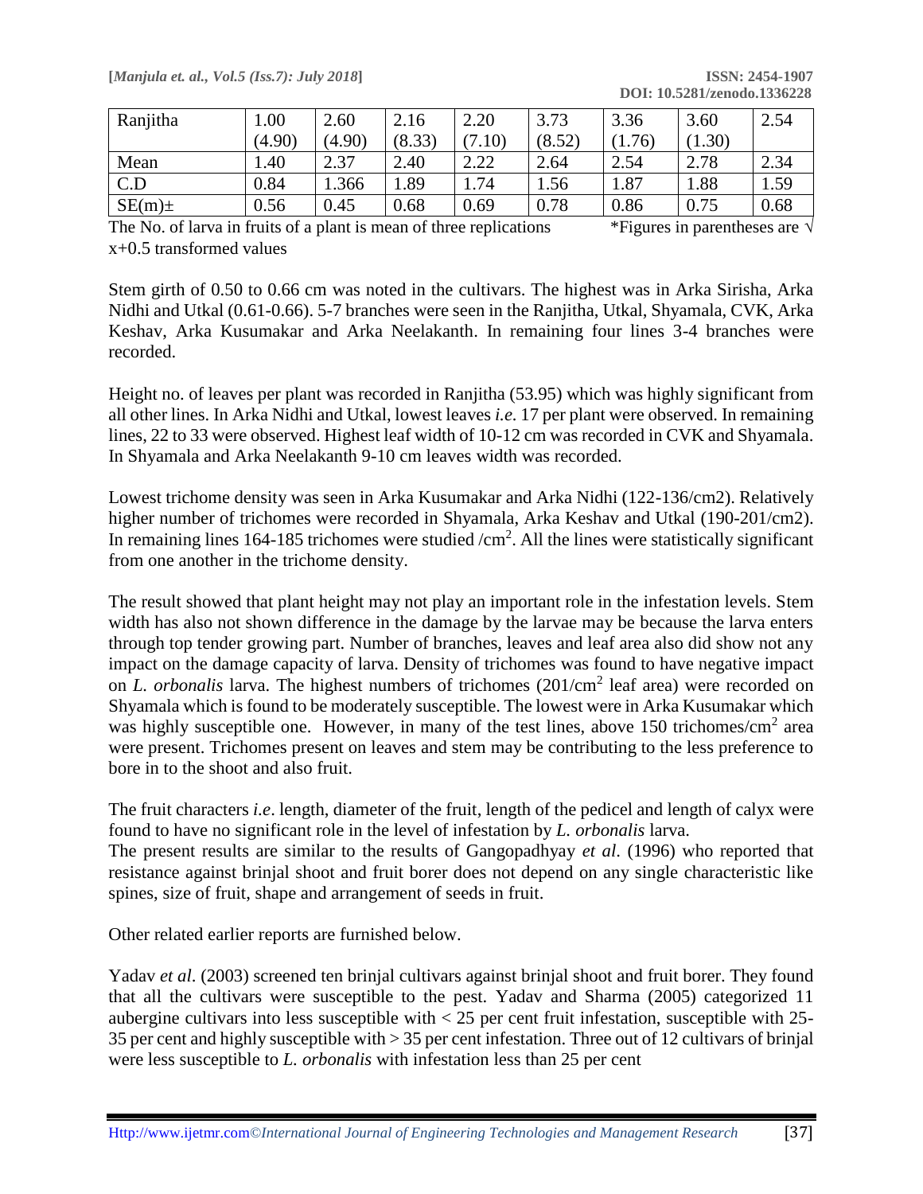| Ranjitha | 1.00 (4.90) | 2.60 (4.90) | 2.16 (8.33) | 2.20 (7.10) | 3.73 (8.52) | 3.36 (1.76) | 3.60 (1.30) | 2.54 |
|---|---|---|---|---|---|---|---|---|
| Mean | 1.40 | 2.37 | 2.40 | 2.22 | 2.64 | 2.54 | 2.78 | 2.34 |
| C.D | 0.84 | 1.366 | 1.89 | 1.74 | 1.56 | 1.87 | 1.88 | 1.59 |
| SE(m)± | 0.56 | 0.45 | 0.68 | 0.69 | 0.78 | 0.86 | 0.75 | 0.68 |

The No. of larva in fruits of a plant is mean of three replications *Figures in parentheses are $\sqrt{x+0.5}$ transformed values

Stem girth of 0.50 to 0.66 cm was noted in the cultivars. The highest was in Arka Sirisha, Arka Nidhi and Utkal (0.61-0.66). 5-7 branches were seen in the Ranjitha, Utkal, Shyamala, CVK, Arka Keshav, Arka Kusumakar and Arka Neelakanth. In remaining four lines 3-4 branches were recorded.

Height no. of leaves per plant was recorded in Ranjitha (53.95) which was highly significant from all other lines. In Arka Nidhi and Utkal, lowest leaves *i.e.* 17 per plant were observed. In remaining lines, 22 to 33 were observed. Highest leaf width of 10-12 cm was recorded in CVK and Shyamala. In Shyamala and Arka Neelakanth 9-10 cm leaves width was recorded.

Lowest trichome density was seen in Arka Kusumakar and Arka Nidhi (122-136/cm2). Relatively higher number of trichomes were recorded in Shyamala, Arka Keshav and Utkal (190-201/cm2). In remaining lines 164-185 trichomes were studied /$cm^2$. All the lines were statistically significant from one another in the trichome density.

The result showed that plant height may not play an important role in the infestation levels. Stem width has also not shown difference in the damage by the larvae may be because the larva enters through top tender growing part. Number of branches, leaves and leaf area also did show not any impact on the damage capacity of larva. Density of trichomes was found to have negative impact on *L. orbonalis* larva. The highest numbers of trichomes (201/$cm^2$ leaf area) were recorded on Shyamala which is found to be moderately susceptible. The lowest were in Arka Kusumakar which was highly susceptible one. However, in many of the test lines, above 150 trichomes/$cm^2$ area were present. Trichomes present on leaves and stem may be contributing to the less preference to bore in to the shoot and also fruit.

The fruit characters *i.e*. length, diameter of the fruit, length of the pedicel and length of calyx were found to have no significant role in the level of infestation by *L. orbonalis* larva.
The present results are similar to the results of Gangopadhyay *et al*. (1996) who reported that resistance against brinjal shoot and fruit borer does not depend on any single characteristic like spines, size of fruit, shape and arrangement of seeds in fruit.

Other related earlier reports are furnished below.

Yadav *et al*. (2003) screened ten brinjal cultivars against brinjal shoot and fruit borer. They found that all the cultivars were susceptible to the pest. Yadav and Sharma (2005) categorized 11 aubergine cultivars into less susceptible with < 25 per cent fruit infestation, susceptible with 25-35 per cent and highly susceptible with > 35 per cent infestation. Three out of 12 cultivars of brinjal were less susceptible to *L. orbonalis* with infestation less than 25 per cent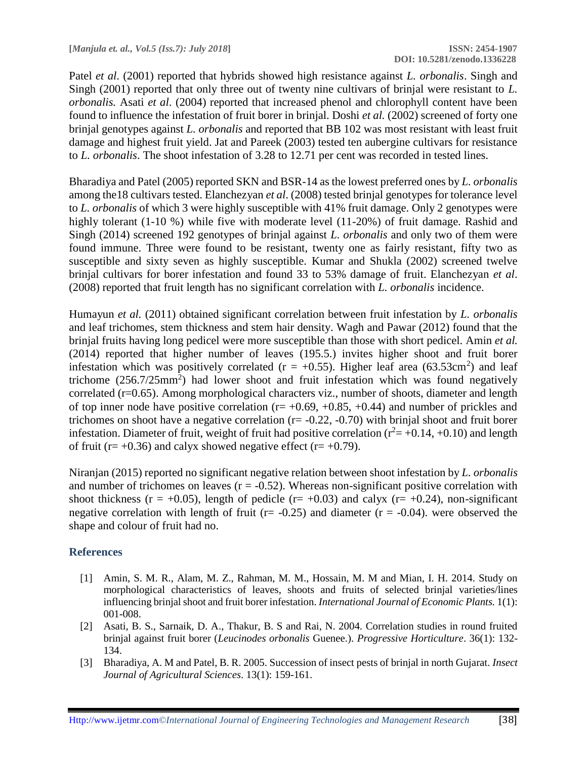Patel *et al*. (2001) reported that hybrids showed high resistance against *L. orbonalis*. Singh and Singh (2001) reported that only three out of twenty nine cultivars of brinjal were resistant to *L. orbonalis.* Asati *et al*. (2004) reported that increased phenol and chlorophyll content have been found to influence the infestation of fruit borer in brinjal. Doshi *et al.* (2002) screened of forty one brinjal genotypes against *L. orbonalis* and reported that BB 102 was most resistant with least fruit damage and highest fruit yield. Jat and Pareek (2003) tested ten aubergine cultivars for resistance to *L. orbonalis*. The shoot infestation of 3.28 to 12.71 per cent was recorded in tested lines.

Bharadiya and Patel (2005) reported SKN and BSR-14 as the lowest preferred ones by *L. orbonalis* among the18 cultivars tested. Elanchezyan *et al*. (2008) tested brinjal genotypes for tolerance level to *L. orbonalis* of which 3 were highly susceptible with 41% fruit damage. Only 2 genotypes were highly tolerant (1-10 %) while five with moderate level (11-20%) of fruit damage. Rashid and Singh (2014) screened 192 genotypes of brinjal against *L. orbonalis* and only two of them were found immune. Three were found to be resistant, twenty one as fairly resistant, fifty two as susceptible and sixty seven as highly susceptible. Kumar and Shukla (2002) screened twelve brinjal cultivars for borer infestation and found 33 to 53% damage of fruit. Elanchezyan *et al*. (2008) reported that fruit length has no significant correlation with *L. orbonalis* incidence.

Humayun *et al.* (2011) obtained significant correlation between fruit infestation by *L. orbonalis* and leaf trichomes, stem thickness and stem hair density. Wagh and Pawar (2012) found that the brinjal fruits having long pedicel were more susceptible than those with short pedicel. Amin *et al.* (2014) reported that higher number of leaves (195.5.) invites higher shoot and fruit borer infestation which was positively correlated ($r = +0.55$). Higher leaf area ($63.53 cm^2$) and leaf trichome ($256.7/25mm^2$) had lower shoot and fruit infestation which was found negatively correlated ($r=0.65$). Among morphological characters viz., number of shoots, diameter and length of top inner node have positive correlation ($r= +0.69, +0.85, +0.44$) and number of prickles and trichomes on shoot have a negative correlation ($r= -0.22, -0.70$) with brinjal shoot and fruit borer infestation. Diameter of fruit, weight of fruit had positive correlation ($r^2= +0.14, +0.10$) and length of fruit ($r= +0.36$) and calyx showed negative effect ($r= +0.79$).

Niranjan (2015) reported no significant negative relation between shoot infestation by *L. orbonalis* and number of trichomes on leaves ($r = -0.52$). Whereas non-significant positive correlation with shoot thickness ($r = +0.05$), length of pedicle ($r= +0.03$) and calyx ($r= +0.24$), non-significant negative correlation with length of fruit ($r= -0.25$) and diameter ($r = -0.04$). were observed the shape and colour of fruit had no.

## References

[1] Amin, S. M. R., Alam, M. Z., Rahman, M. M., Hossain, M. M and Mian, I. H. 2014. Study on morphological characteristics of leaves, shoots and fruits of selected brinjal varieties/lines influencing brinjal shoot and fruit borer infestation. *International Journal of Economic Plants.* 1(1): 001-008.

[2] Asati, B. S., Sarnaik, D. A., Thakur, B. S and Rai, N. 2004. Correlation studies in round fruited brinjal against fruit borer (*Leucinodes orbonalis* Guenee.). *Progressive Horticulture*. 36(1): 132-134.

[3] Bharadiya, A. M and Patel, B. R. 2005. Succession of insect pests of brinjal in north Gujarat. *Insect Journal of Agricultural Sciences*. 13(1): 159-161.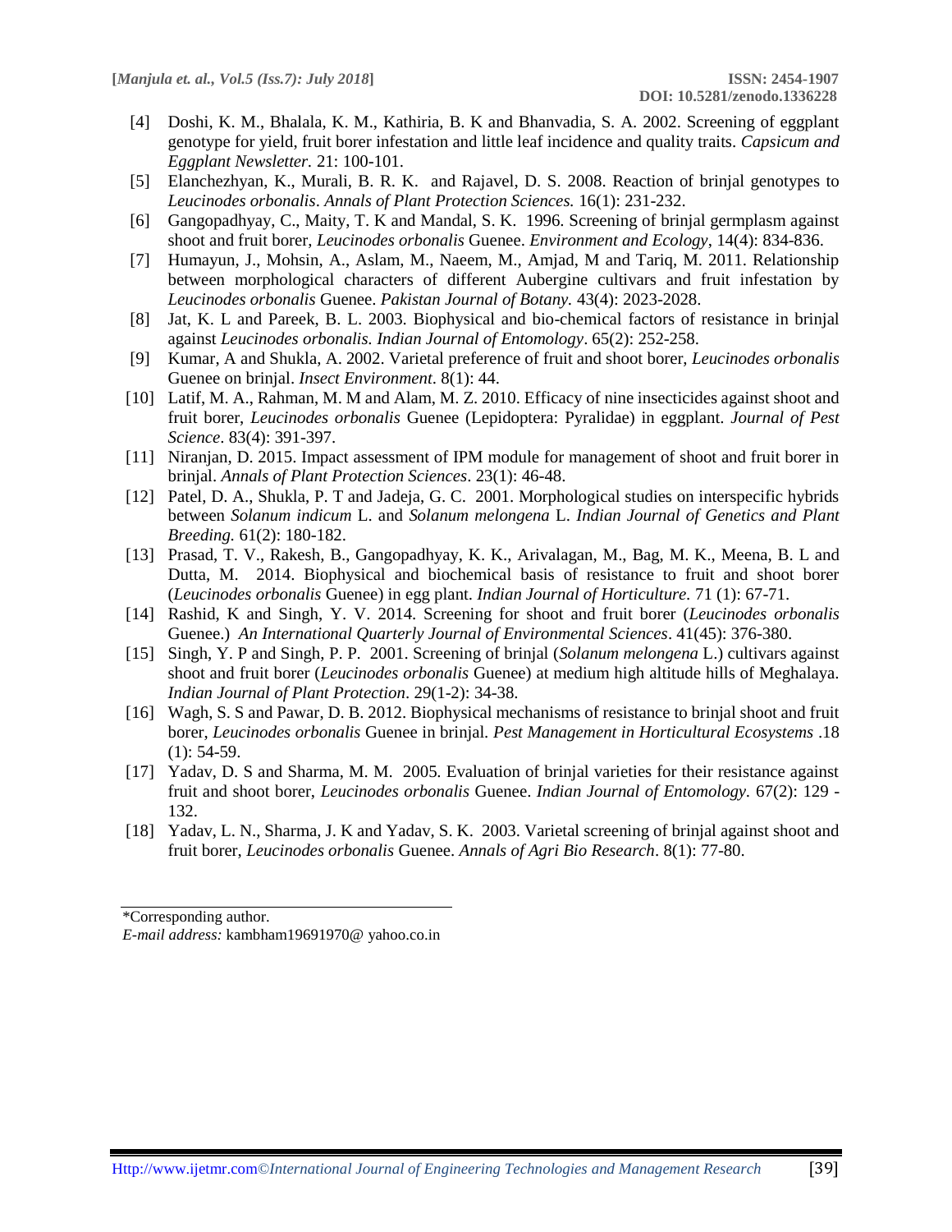[4] Doshi, K. M., Bhalala, K. M., Kathiria, B. K and Bhanvadia, S. A. 2002. Screening of eggplant genotype for yield, fruit borer infestation and little leaf incidence and quality traits. *Capsicum and Eggplant Newsletter.* 21: 100-101.

[5] Elanchezhyan, K., Murali, B. R. K. and Rajavel, D. S. 2008. Reaction of brinjal genotypes to *Leucinodes orbonalis*. *Annals of Plant Protection Sciences.* 16(1): 231-232.

[6] Gangopadhyay, C., Maity, T. K and Mandal, S. K. 1996. Screening of brinjal germplasm against shoot and fruit borer, *Leucinodes orbonalis* Guenee. *Environment and Ecology*, 14(4): 834-836.

[7] Humayun, J., Mohsin, A., Aslam, M., Naeem, M., Amjad, M and Tariq, M. 2011. Relationship between morphological characters of different Aubergine cultivars and fruit infestation by *Leucinodes orbonalis* Guenee. *Pakistan Journal of Botany.* 43(4): 2023-2028.

[8] Jat, K. L and Pareek, B. L. 2003. Biophysical and bio-chemical factors of resistance in brinjal against *Leucinodes orbonalis. Indian Journal of Entomology*. 65(2): 252-258.

[9] Kumar, A and Shukla, A. 2002. Varietal preference of fruit and shoot borer, *Leucinodes orbonalis* Guenee on brinjal. *Insect Environment*. 8(1): 44.

[10] Latif, M. A., Rahman, M. M and Alam, M. Z. 2010. Efficacy of nine insecticides against shoot and fruit borer, *Leucinodes orbonalis* Guenee (Lepidoptera: Pyralidae) in eggplant. *Journal of Pest Science*. 83(4): 391-397.

[11] Niranjan, D. 2015. Impact assessment of IPM module for management of shoot and fruit borer in brinjal. *Annals of Plant Protection Sciences*. 23(1): 46-48.

[12] Patel, D. A., Shukla, P. T and Jadeja, G. C. 2001. Morphological studies on interspecific hybrids between *Solanum indicum* L. and *Solanum melongena* L. *Indian Journal of Genetics and Plant Breeding.* 61(2): 180-182.

[13] Prasad, T. V., Rakesh, B., Gangopadhyay, K. K., Arivalagan, M., Bag, M. K., Meena, B. L and Dutta, M. 2014. Biophysical and biochemical basis of resistance to fruit and shoot borer (*Leucinodes orbonalis* Guenee) in egg plant. *Indian Journal of Horticulture.* 71 (1): 67-71.

[14] Rashid, K and Singh, Y. V. 2014. Screening for shoot and fruit borer (*Leucinodes orbonalis* Guenee.) *An International Quarterly Journal of Environmental Sciences*. 41(45): 376-380.

[15] Singh, Y. P and Singh, P. P. 2001. Screening of brinjal (*Solanum melongena* L.) cultivars against shoot and fruit borer (*Leucinodes orbonalis* Guenee) at medium high altitude hills of Meghalaya. *Indian Journal of Plant Protection*. 29(1-2): 34-38.

[16] Wagh, S. S and Pawar, D. B. 2012. Biophysical mechanisms of resistance to brinjal shoot and fruit borer, *Leucinodes orbonalis* Guenee in brinjal. *Pest Management in Horticultural Ecosystems* .18 (1): 54-59.

[17] Yadav, D. S and Sharma, M. M. 2005. Evaluation of brinjal varieties for their resistance against fruit and shoot borer, *Leucinodes orbonalis* Guenee. *Indian Journal of Entomology*. 67(2): 129 - 132.

[18] Yadav, L. N., Sharma, J. K and Yadav, S. K. 2003. Varietal screening of brinjal against shoot and fruit borer, *Leucinodes orbonalis* Guenee. *Annals of Agri Bio Research*. 8(1): 77-80.

---

*Corresponding author.

*E-mail address:* kambham19691970@ yahoo.co.in